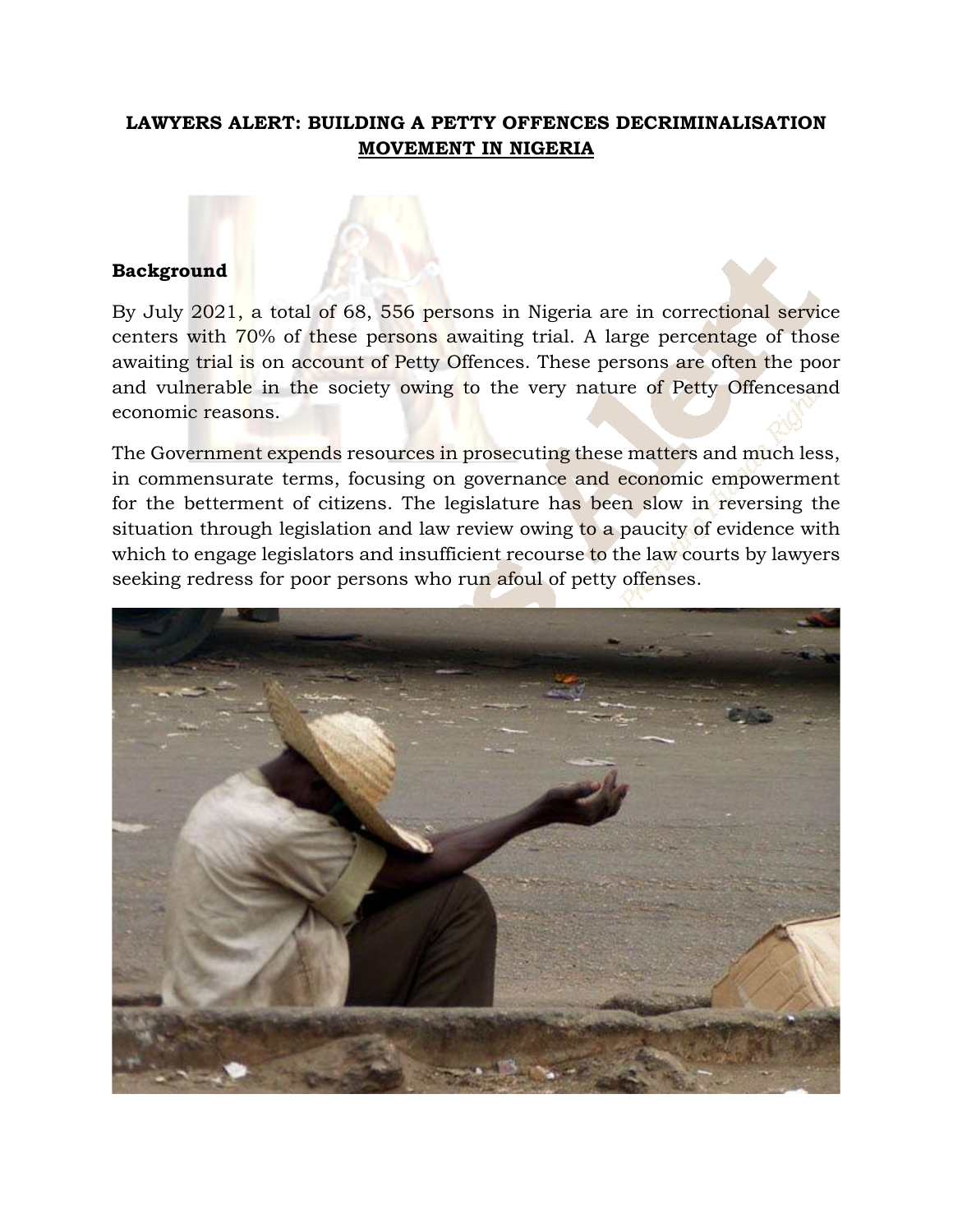**LAWYERS ALERT: BUILDING A PETTY OFFENCES DECRIMINALISATION MOVEMENT IN NIGERIA**

## Background

By July 2021, a total of 68, 556 persons in Nigeria are in correctional service centers with 70% of these persons awaiting trial. A large percentage of those awaiting trial is on account of Petty Offences. These persons are often the poor and vulnerable in the society owing to the very nature of Petty Offencesand economic reasons.

The Government expends resources in prosecuting these matters and much less, in commensurate terms, focusing on governance and economic empowerment for the betterment of citizens. The legislature has been slow in reversing the situation through legislation and law review owing to a paucity of evidence with which to engage legislators and insufficient recourse to the law courts by lawyers seeking redress for poor persons who run afoul of petty offenses.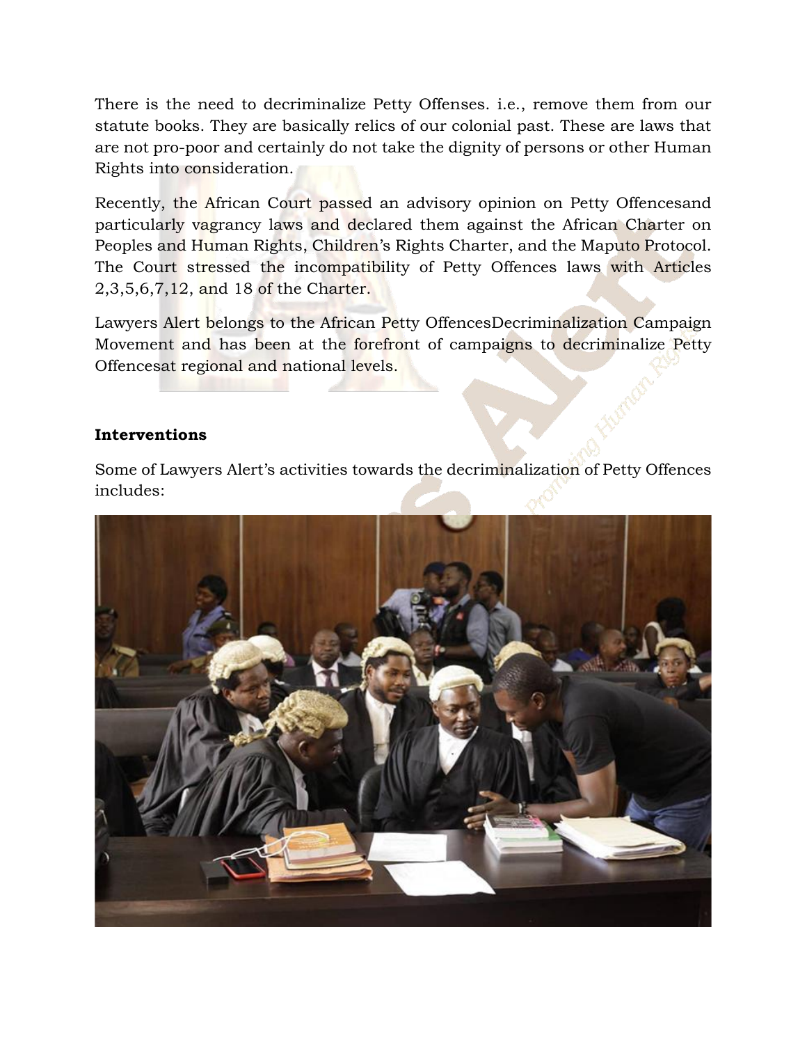There is the need to decriminalize Petty Offenses. i.e., remove them from our statute books. They are basically relics of our colonial past. These are laws that are not pro-poor and certainly do not take the dignity of persons or other Human Rights into consideration.

Recently, the African Court passed an advisory opinion on Petty Offencesand particularly vagrancy laws and declared them against the African Charter on Peoples and Human Rights, Children's Rights Charter, and the Maputo Protocol. The Court stressed the incompatibility of Petty Offences laws with Articles 2,3,5,6,7,12, and 18 of the Charter.

Lawyers Alert belongs to the African Petty OffencesDecriminalization Campaign Movement and has been at the forefront of campaigns to decriminalize Petty Offencesat regional and national levels.

**Interventions**

Some of Lawyers Alert's activities towards the decriminalization of Petty Offences includes: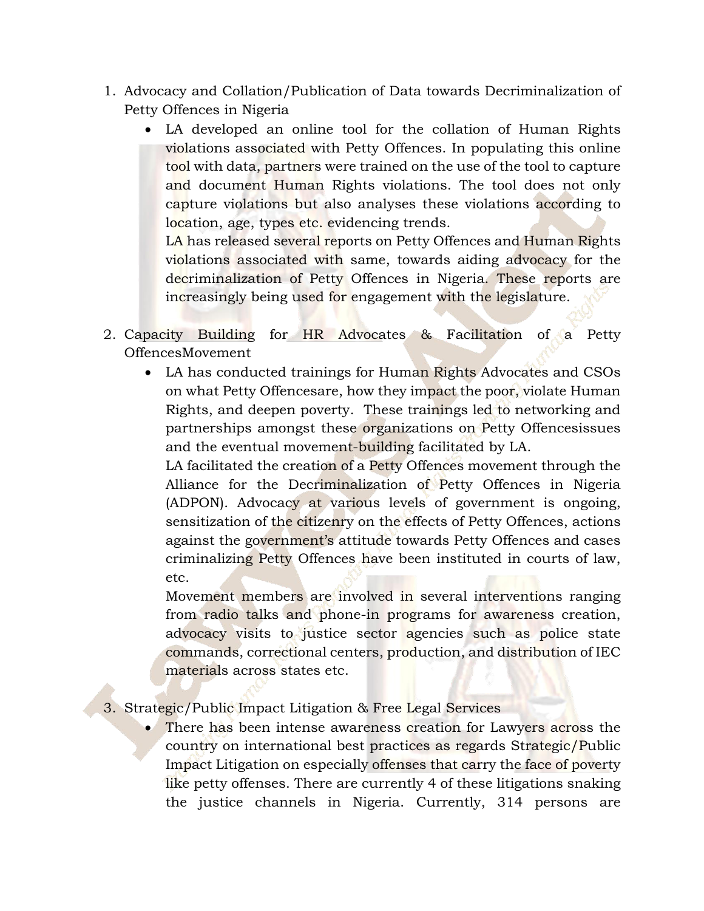1. Advocacy and Collation/Publication of Data towards Decriminalization of Petty Offences in Nigeria
    - LA developed an online tool for the collation of Human Rights violations associated with Petty Offences. In populating this online tool with data, partners were trained on the use of the tool to capture and document Human Rights violations. The tool does not only capture violations but also analyses these violations according to location, age, types etc. evidencing trends.

      LA has released several reports on Petty Offences and Human Rights violations associated with same, towards aiding advocacy for the decriminalization of Petty Offences in Nigeria. These reports are increasingly being used for engagement with the legislature.

2. Capacity Building for HR Advocates & Facilitation of a Petty OffencesMovement
    - LA has conducted trainings for Human Rights Advocates and CSOs on what Petty Offencesare, how they impact the poor, violate Human Rights, and deepen poverty. These trainings led to networking and partnerships amongst these organizations on Petty Offencesissues and the eventual movement-building facilitated by LA.

      LA facilitated the creation of a Petty Offences movement through the Alliance for the Decriminalization of Petty Offences in Nigeria (ADPON). Advocacy at various levels of government is ongoing, sensitization of the citizenry on the effects of Petty Offences, actions against the government's attitude towards Petty Offences and cases criminalizing Petty Offences have been instituted in courts of law, etc.

      Movement members are involved in several interventions ranging from radio talks and phone-in programs for awareness creation, advocacy visits to justice sector agencies such as police state commands, correctional centers, production, and distribution of IEC materials across states etc.

3. Strategic/Public Impact Litigation & Free Legal Services
    - There has been intense awareness creation for Lawyers across the country on international best practices as regards Strategic/Public Impact Litigation on especially offenses that carry the face of poverty like petty offenses. There are currently 4 of these litigations snaking the justice channels in Nigeria. Currently, 314 persons are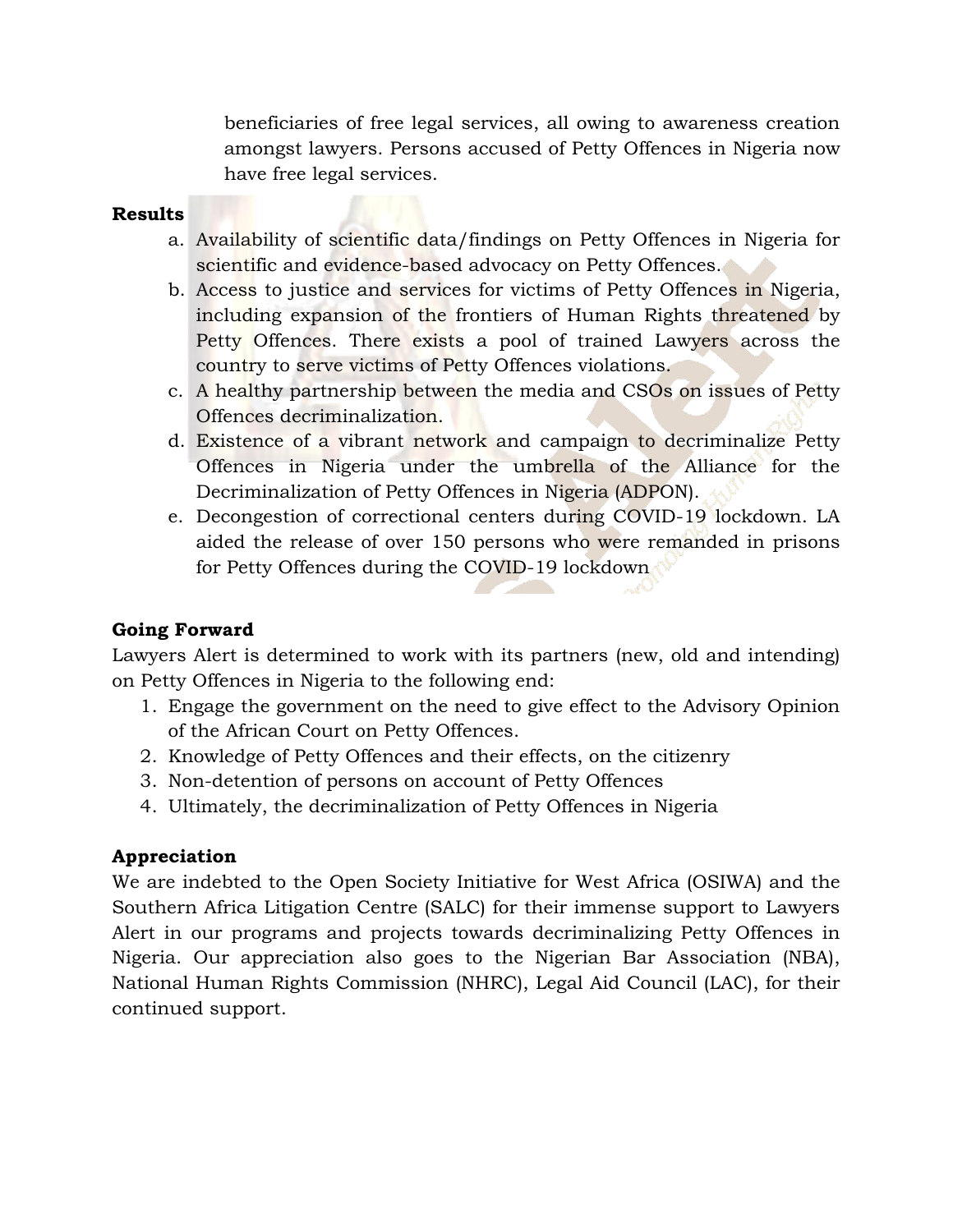beneficiaries of free legal services, all owing to awareness creation amongst lawyers. Persons accused of Petty Offences in Nigeria now have free legal services.

**Results**

a. Availability of scientific data/findings on Petty Offences in Nigeria for scientific and evidence-based advocacy on Petty Offences.
b. Access to justice and services for victims of Petty Offences in Nigeria, including expansion of the frontiers of Human Rights threatened by Petty Offences. There exists a pool of trained Lawyers across the country to serve victims of Petty Offences violations.
c. A healthy partnership between the media and CSOs on issues of Petty Offences decriminalization.
d. Existence of a vibrant network and campaign to decriminalize Petty Offences in Nigeria under the umbrella of the Alliance for the Decriminalization of Petty Offences in Nigeria (ADPON).
e. Decongestion of correctional centers during COVID-19 lockdown. LA aided the release of over 150 persons who were remanded in prisons for Petty Offences during the COVID-19 lockdown

**Going Forward**

Lawyers Alert is determined to work with its partners (new, old and intending) on Petty Offences in Nigeria to the following end:

1. Engage the government on the need to give effect to the Advisory Opinion of the African Court on Petty Offences.
2. Knowledge of Petty Offences and their effects, on the citizenry
3. Non-detention of persons on account of Petty Offences
4. Ultimately, the decriminalization of Petty Offences in Nigeria

**Appreciation**

We are indebted to the Open Society Initiative for West Africa (OSIWA) and the Southern Africa Litigation Centre (SALC) for their immense support to Lawyers Alert in our programs and projects towards decriminalizing Petty Offences in Nigeria. Our appreciation also goes to the Nigerian Bar Association (NBA), National Human Rights Commission (NHRC), Legal Aid Council (LAC), for their continued support.